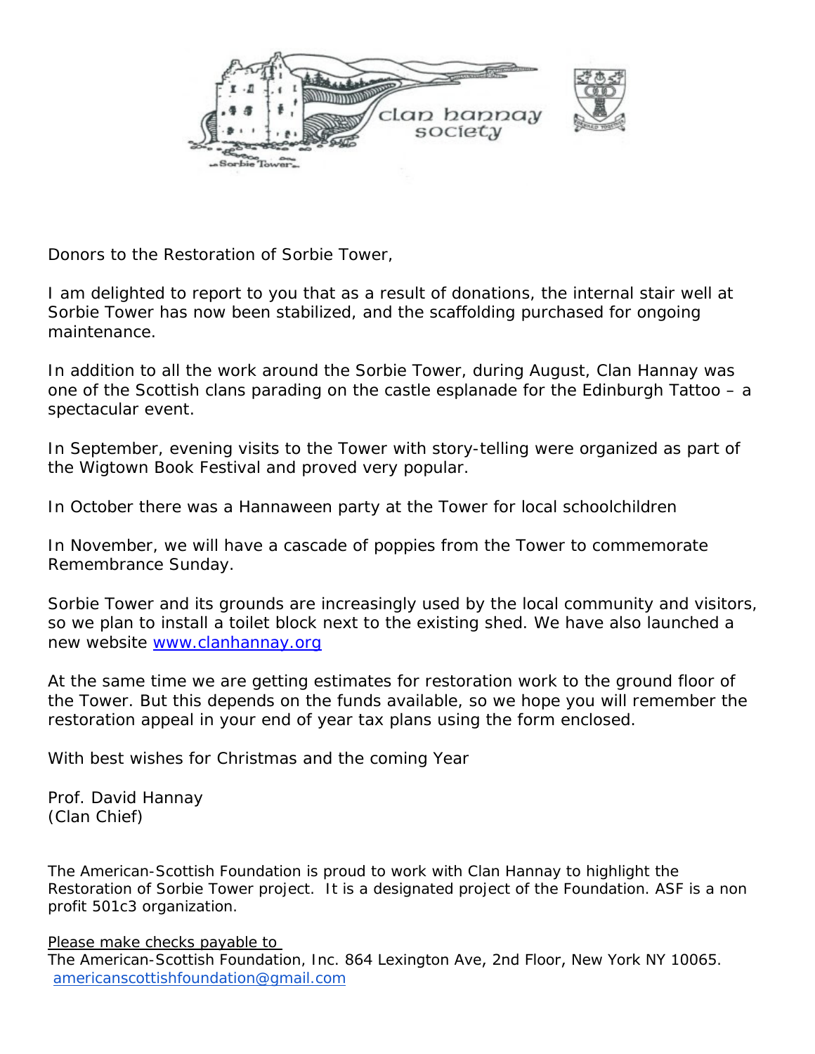Donors to the Restoration of Sorbie Tower,

I am delighted to report to you that as a result of donations, the internal stair well at Sorbie Tower has now been stabilized, and the scaffolding purchased for ongoing maintenance.

In addition to all the work around the Sorbie Tower, during August, Clan Hannay was one of the Scottish clans parading on the castle esplanade for the Edinburgh Tattoo – a spectacular event.

In September, evening visits to the Tower with story-telling were organized as part of the Wigtown Book Festival and proved very popular.

In October there was a Hannaween party at the Tower for local schoolchildren

In November, we will have a cascade of poppies from the Tower to commemorate Remembrance Sunday.

Sorbie Tower and its grounds are increasingly used by the local community and visitors, so we plan to install a toilet block next to the existing shed. We have also launched a new website [www.clanhannay.org](http://www.clanhannay.org)

At the same time we are getting estimates for restoration work to the ground floor of the Tower. But this depends on the funds available, so we hope you will remember the restoration appeal in your end of year tax plans using the form enclosed.

With best wishes for Christmas and the coming Year

Prof. David Hannay
(Clan Chief)

The American-Scottish Foundation is proud to work with Clan Hannay to highlight the Restoration of Sorbie Tower project. It is a designated project of the Foundation. ASF is a non profit 501c3 organization.

Please make checks payable to
The American-Scottish Foundation, Inc. 864 Lexington Ave, 2nd Floor, New York NY 10065.
[americanscottishfoundation@gmail.com](mailto:americanscottishfoundation@gmail.com)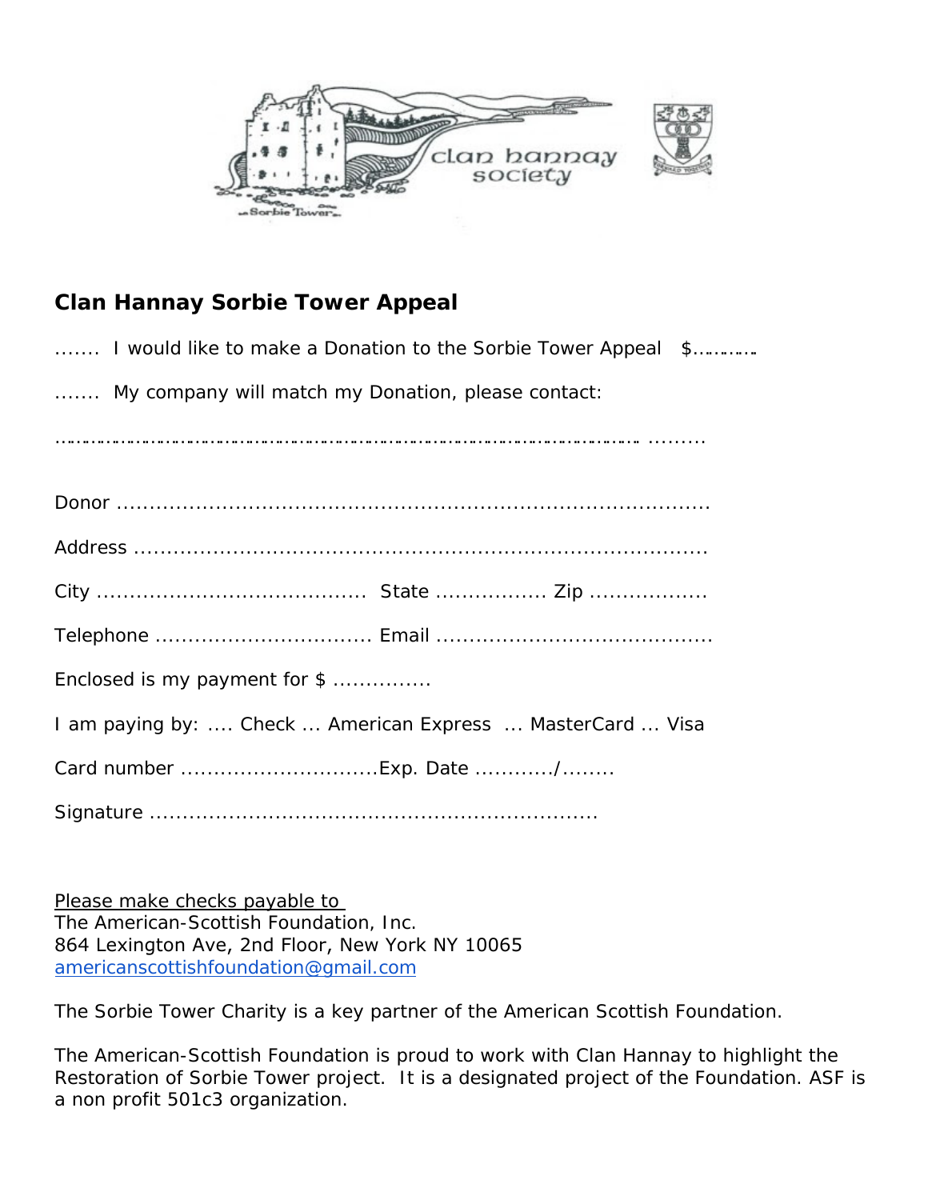## Clan Hannay Sorbie Tower Appeal

……. I would like to make a Donation to the Sorbie Tower Appeal $…………

……. My company will match my Donation, please contact:

……………………………………………………………………………………………… ………

Donor ………………………………………………………………………………

Address ……………………………………………………………………………

City …………………………………… State …………….. Zip ……………..

Telephone …………………………… Email ……………………………………

Enclosed is my payment for $ ……………

I am paying by: …. Check … American Express … MasterCard … Visa

Card number …………………………Exp. Date …………/……..

Signature ……………………………………………………………

Please make checks payable to
The American-Scottish Foundation, Inc.
864 Lexington Ave, 2nd Floor, New York NY 10065
americanscottishfoundation@gmail.com

The Sorbie Tower Charity is a key partner of the American Scottish Foundation.

The American-Scottish Foundation is proud to work with Clan Hannay to highlight the Restoration of Sorbie Tower project. It is a designated project of the Foundation. ASF is a non profit 501c3 organization.